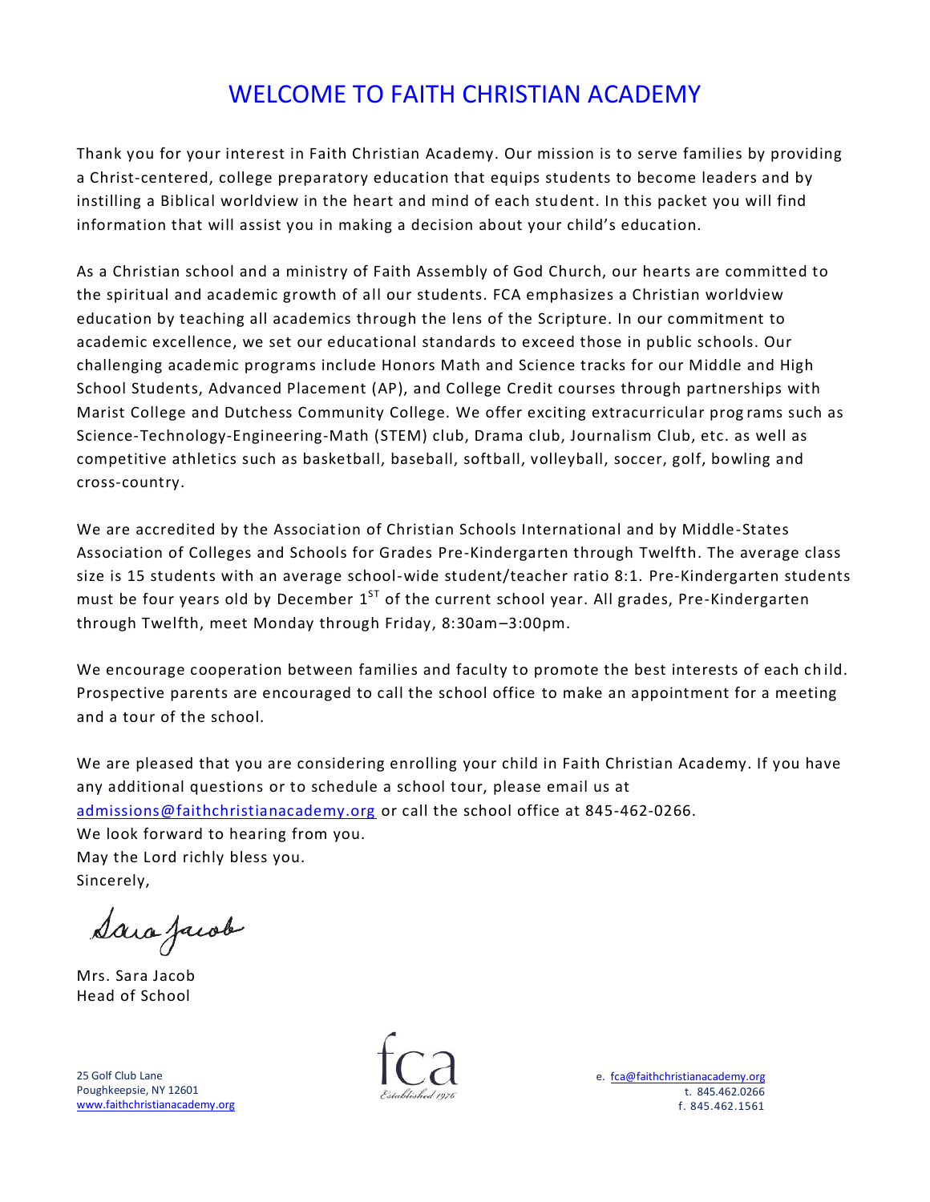# WELCOME TO FAITH CHRISTIAN ACADEMY

Thank you for your interest in Faith Christian Academy. Our mission is to serve families by providing a Christ-centered, college preparatory education that equips students to become leaders and by instilling a Biblical worldview in the heart and mind of each student. In this packet you will find information that will assist you in making a decision about your child's education.

As a Christian school and a ministry of Faith Assembly of God Church, our hearts are committed to the spiritual and academic growth of all our students. FCA emphasizes a Christian worldview education by teaching all academics through the lens of the Scripture. In our commitment to academic excellence, we set our educational standards to exceed those in public schools. Our challenging academic programs include Honors Math and Science tracks for our Middle and High School Students, Advanced Placement (AP), and College Credit courses through partnerships with Marist College and Dutchess Community College. We offer exciting extracurricular programs such as Science-Technology-Engineering-Math (STEM) club, Drama club, Journalism Club, etc. as well as competitive athletics such as basketball, baseball, softball, volleyball, soccer, golf, bowling and cross-country.

We are accredited by the Association of Christian Schools International and by Middle-States Association of Colleges and Schools for Grades Pre-Kindergarten through Twelfth. The average class size is 15 students with an average school-wide student/teacher ratio 8:1. Pre-Kindergarten students must be four years old by December 1ST of the current school year. All grades, Pre-Kindergarten through Twelfth, meet Monday through Friday, 8:30am–3:00pm.

We encourage cooperation between families and faculty to promote the best interests of each child. Prospective parents are encouraged to call the school office to make an appointment for a meeting and a tour of the school.

We are pleased that you are considering enrolling your child in Faith Christian Academy. If you have any additional questions or to schedule a school tour, please email us at admissions@faithchristianacademy.org or call the school office at 845-462-0266.

We look forward to hearing from you.

May the Lord richly bless you.

Sincerely,

*Sara Jacob*

Mrs. Sara Jacob
Head of School

25 Golf Club Lane
Poughkeepsie, NY 12601
www.faithchristianacademy.org

fca
Established 1976

e. fca@faithchristianacademy.org
t. 845.462.0266
f. 845.462.1561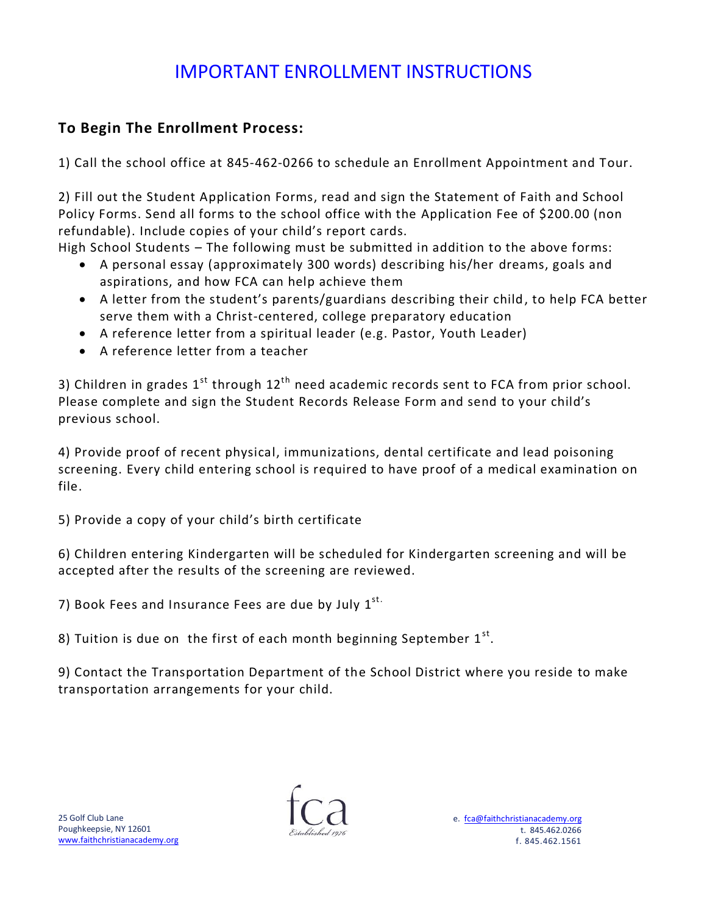# IMPORTANT ENROLLMENT INSTRUCTIONS

## To Begin The Enrollment Process:

1) Call the school office at 845-462-0266 to schedule an Enrollment Appointment and Tour.

2) Fill out the Student Application Forms, read and sign the Statement of Faith and School Policy Forms. Send all forms to the school office with the Application Fee of $200.00 (non refundable). Include copies of your child's report cards.

High School Students – The following must be submitted in addition to the above forms:

- A personal essay (approximately 300 words) describing his/her dreams, goals and aspirations, and how FCA can help achieve them
- A letter from the student's parents/guardians describing their child, to help FCA better serve them with a Christ-centered, college preparatory education
- A reference letter from a spiritual leader (e.g. Pastor, Youth Leader)
- A reference letter from a teacher

3) Children in grades 1st through 12th need academic records sent to FCA from prior school. Please complete and sign the Student Records Release Form and send to your child's previous school.

4) Provide proof of recent physical, immunizations, dental certificate and lead poisoning screening. Every child entering school is required to have proof of a medical examination on file.

5) Provide a copy of your child's birth certificate

6) Children entering Kindergarten will be scheduled for Kindergarten screening and will be accepted after the results of the screening are reviewed.

7) Book Fees and Insurance Fees are due by July 1st.

8) Tuition is due on the first of each month beginning September 1st.

9) Contact the Transportation Department of the School District where you reside to make transportation arrangements for your child.

25 Golf Club Lane
Poughkeepsie, NY 12601
www.faithchristianacademy.org

fca
Established 1976

e. fca@faithchristianacademy.org
t. 845.462.0266
f. 845.462.1561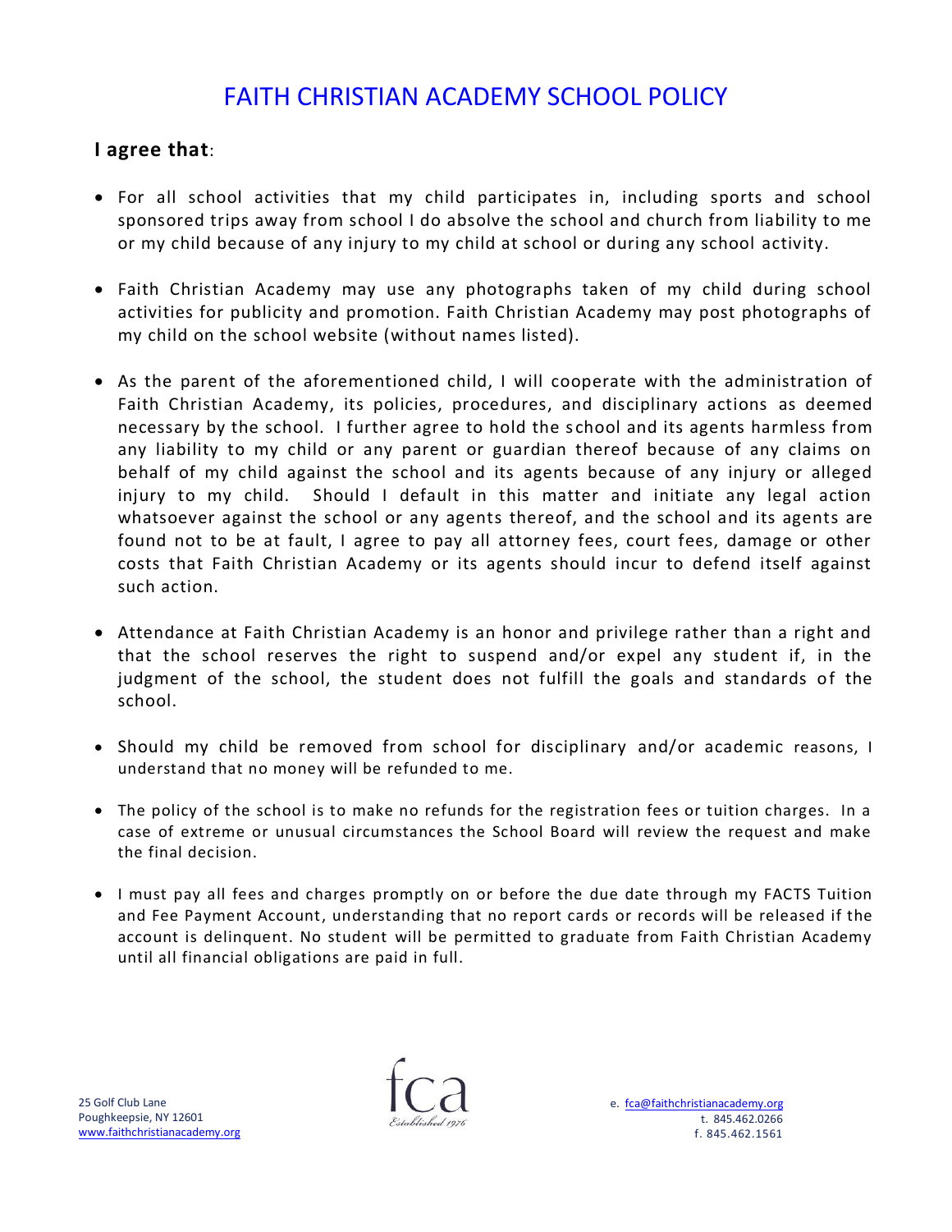# FAITH CHRISTIAN ACADEMY SCHOOL POLICY

**I agree that**:

- For all school activities that my child participates in, including sports and school sponsored trips away from school I do absolve the school and church from liability to me or my child because of any injury to my child at school or during any school activity.

- Faith Christian Academy may use any photographs taken of my child during school activities for publicity and promotion. Faith Christian Academy may post photographs of my child on the school website (without names listed).

- As the parent of the aforementioned child, I will cooperate with the administration of Faith Christian Academy, its policies, procedures, and disciplinary actions as deemed necessary by the school. I further agree to hold the school and its agents harmless from any liability to my child or any parent or guardian thereof because of any claims on behalf of my child against the school and its agents because of any injury or alleged injury to my child. Should I default in this matter and initiate any legal action whatsoever against the school or any agents thereof, and the school and its agents are found not to be at fault, I agree to pay all attorney fees, court fees, damage or other costs that Faith Christian Academy or its agents should incur to defend itself against such action.

- Attendance at Faith Christian Academy is an honor and privilege rather than a right and that the school reserves the right to suspend and/or expel any student if, in the judgment of the school, the student does not fulfill the goals and standards of the school.

- Should my child be removed from school for disciplinary and/or academic reasons, I understand that no money will be refunded to me.

- The policy of the school is to make no refunds for the registration fees or tuition charges. In a case of extreme or unusual circumstances the School Board will review the request and make the final decision.

- I must pay all fees and charges promptly on or before the due date through my FACTS Tuition and Fee Payment Account, understanding that no report cards or records will be released if the account is delinquent. No student will be permitted to graduate from Faith Christian Academy until all financial obligations are paid in full.

25 Golf Club Lane
Poughkeepsie, NY 12601
www.faithchristianacademy.org

fca
Established 1976

e. fca@faithchristianacademy.org
t. 845.462.0266
f. 845.462.1561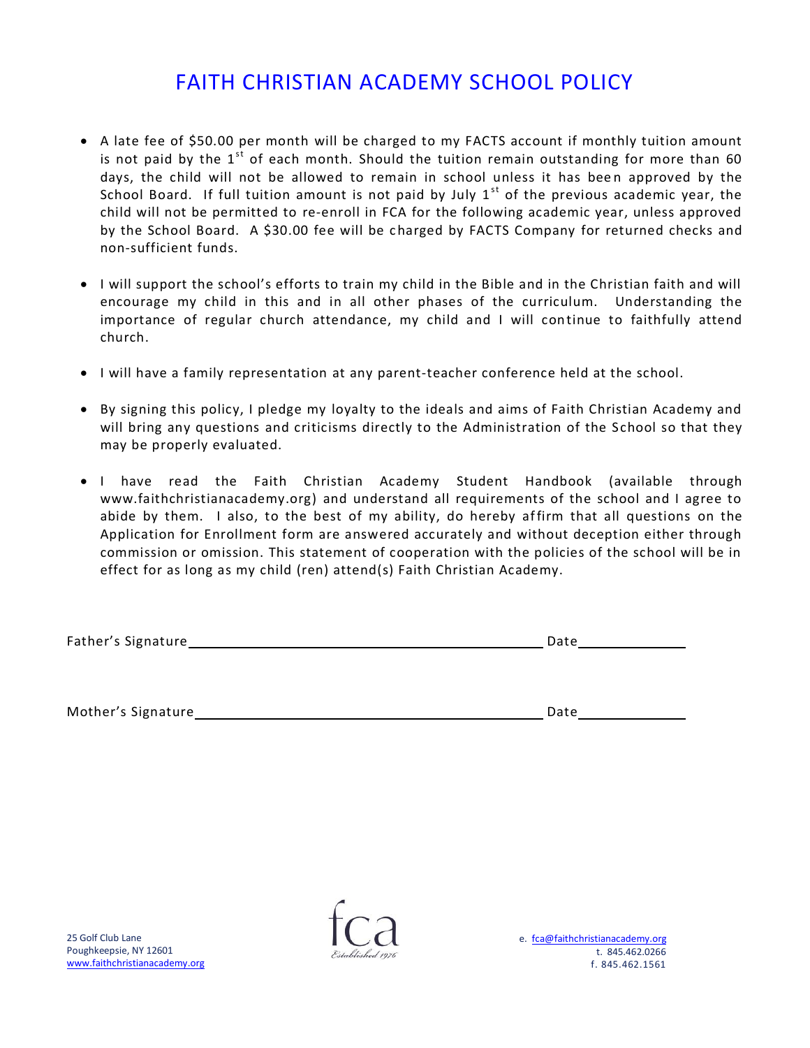# FAITH CHRISTIAN ACADEMY SCHOOL POLICY

- A late fee of $50.00 per month will be charged to my FACTS account if monthly tuition amount is not paid by the 1st of each month. Should the tuition remain outstanding for more than 60 days, the child will not be allowed to remain in school unless it has been approved by the School Board. If full tuition amount is not paid by July 1st of the previous academic year, the child will not be permitted to re-enroll in FCA for the following academic year, unless approved by the School Board. A $30.00 fee will be charged by FACTS Company for returned checks and non-sufficient funds.

- I will support the school's efforts to train my child in the Bible and in the Christian faith and will encourage my child in this and in all other phases of the curriculum. Understanding the importance of regular church attendance, my child and I will continue to faithfully attend church.

- I will have a family representation at any parent-teacher conference held at the school.

- By signing this policy, I pledge my loyalty to the ideals and aims of Faith Christian Academy and will bring any questions and criticisms directly to the Administration of the School so that they may be properly evaluated.

- I have read the Faith Christian Academy Student Handbook (available through www.faithchristianacademy.org) and understand all requirements of the school and I agree to abide by them. I also, to the best of my ability, do hereby affirm that all questions on the Application for Enrollment form are answered accurately and without deception either through commission or omission. This statement of cooperation with the policies of the school will be in effect for as long as my child (ren) attend(s) Faith Christian Academy.

Father's Signature\_\_\_\_\_\_\_\_\_\_\_\_\_\_\_\_\_\_\_\_\_\_\_\_\_\_\_\_\_\_\_\_\_\_\_\_\_\_\_\_ Date\_\_\_\_\_\_\_\_\_\_\_\_

Mother's Signature\_\_\_\_\_\_\_\_\_\_\_\_\_\_\_\_\_\_\_\_\_\_\_\_\_\_\_\_\_\_\_\_\_\_\_\_\_\_\_\_ Date\_\_\_\_\_\_\_\_\_\_\_\_

25 Golf Club Lane
Poughkeepsie, NY 12601
www.faithchristianacademy.org

fca
Established 1976

e. fca@faithchristianacademy.org
t. 845.462.0266
f. 845.462.1561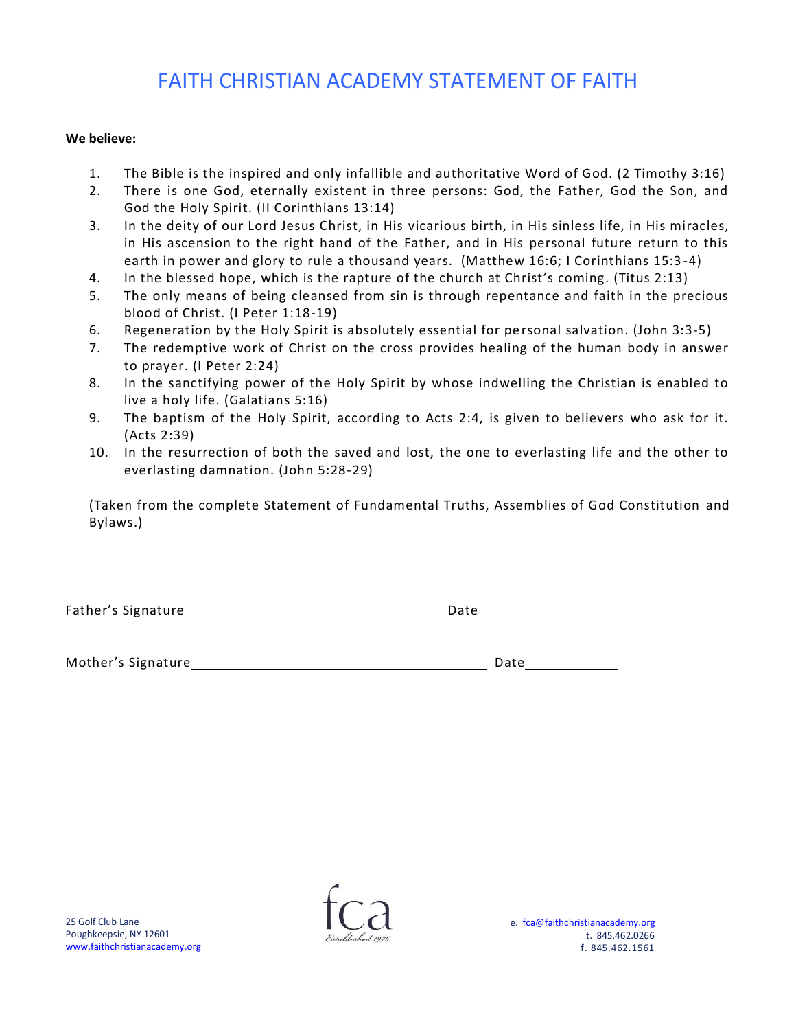# FAITH CHRISTIAN ACADEMY STATEMENT OF FAITH

**We believe:**

1. The Bible is the inspired and only infallible and authoritative Word of God. (2 Timothy 3:16)
2. There is one God, eternally existent in three persons: God, the Father, God the Son, and God the Holy Spirit. (II Corinthians 13:14)
3. In the deity of our Lord Jesus Christ, in His vicarious birth, in His sinless life, in His miracles, in His ascension to the right hand of the Father, and in His personal future return to this earth in power and glory to rule a thousand years. (Matthew 16:6; I Corinthians 15:3-4)
4. In the blessed hope, which is the rapture of the church at Christ's coming. (Titus 2:13)
5. The only means of being cleansed from sin is through repentance and faith in the precious blood of Christ. (I Peter 1:18-19)
6. Regeneration by the Holy Spirit is absolutely essential for personal salvation. (John 3:3-5)
7. The redemptive work of Christ on the cross provides healing of the human body in answer to prayer. (I Peter 2:24)
8. In the sanctifying power of the Holy Spirit by whose indwelling the Christian is enabled to live a holy life. (Galatians 5:16)
9. The baptism of the Holy Spirit, according to Acts 2:4, is given to believers who ask for it. (Acts 2:39)
10. In the resurrection of both the saved and lost, the one to everlasting life and the other to everlasting damnation. (John 5:28-29)

(Taken from the complete Statement of Fundamental Truths, Assemblies of God Constitution and Bylaws.)

Father's Signature ________________________________ Date ____________

Mother's Signature ________________________________ Date ____________

25 Golf Club Lane
Poughkeepsie, NY 12601
www.faithchristianacademy.org

fca
Established 1976

e. fca@faithchristianacademy.org
t. 845.462.0266
f. 845.462.1561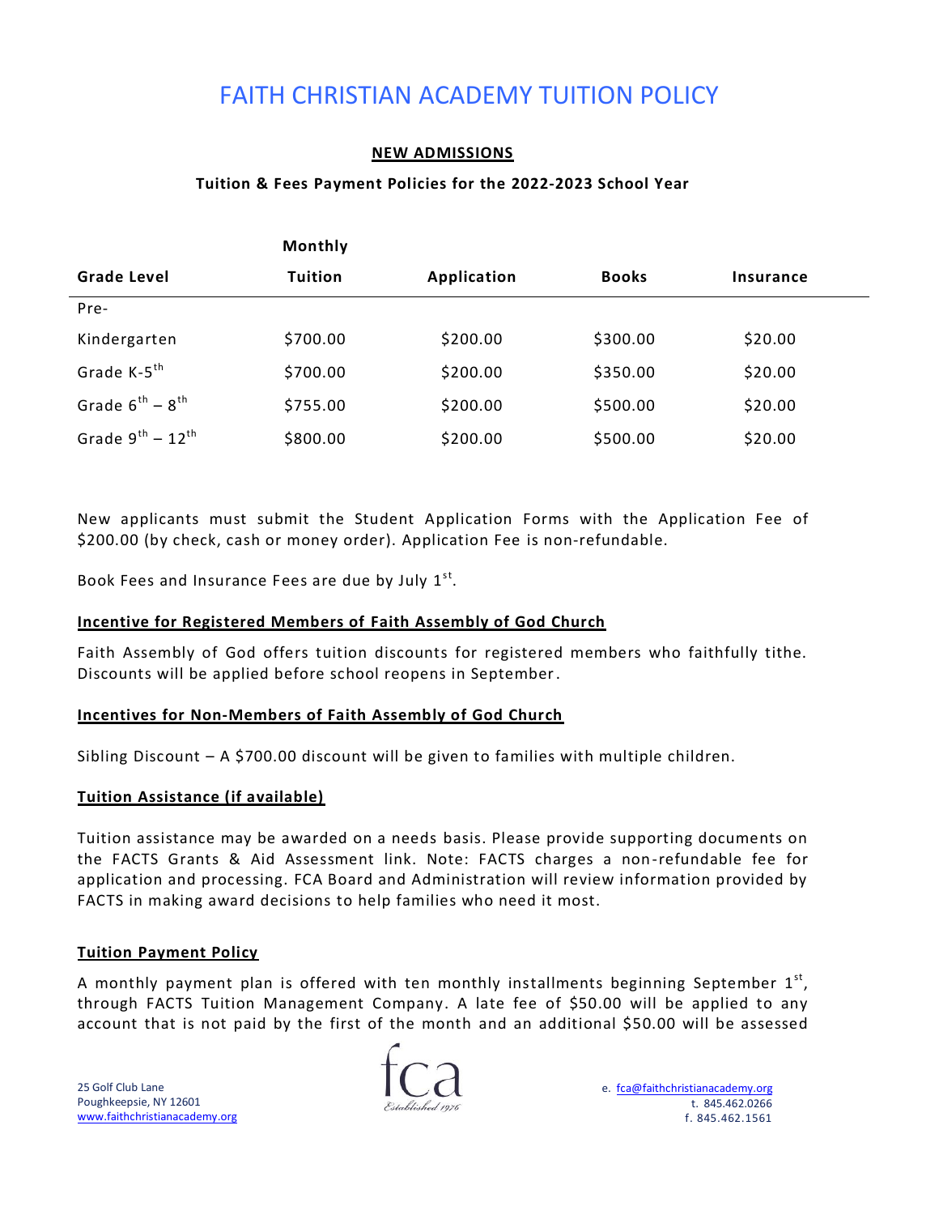# FAITH CHRISTIAN ACADEMY TUITION POLICY

**NEW ADMISSIONS**

**Tuition & Fees Payment Policies for the 2022-2023 School Year**

| Grade Level | Monthly Tuition | Application | Books | Insurance |
|---|---|---|---|---|
| Pre-Kindergarten | \$700.00 | \$200.00 | \$300.00 | \$20.00 |
| Grade K-5th | \$700.00 | \$200.00 | \$350.00 | \$20.00 |
| Grade 6th – 8th | \$755.00 | \$200.00 | \$500.00 | \$20.00 |
| Grade 9th – 12th | \$800.00 | \$200.00 | \$500.00 | \$20.00 |

New applicants must submit the Student Application Forms with the Application Fee of \$200.00 (by check, cash or money order). Application Fee is non-refundable.

Book Fees and Insurance Fees are due by July 1st.

**Incentive for Registered Members of Faith Assembly of God Church**

Faith Assembly of God offers tuition discounts for registered members who faithfully tithe. Discounts will be applied before school reopens in September.

**Incentives for Non-Members of Faith Assembly of God Church**

Sibling Discount – A \$700.00 discount will be given to families with multiple children.

**Tuition Assistance (if available)**

Tuition assistance may be awarded on a needs basis. Please provide supporting documents on the FACTS Grants & Aid Assessment link. Note: FACTS charges a non-refundable fee for application and processing. FCA Board and Administration will review information provided by FACTS in making award decisions to help families who need it most.

**Tuition Payment Policy**

A monthly payment plan is offered with ten monthly installments beginning September 1st, through FACTS Tuition Management Company. A late fee of \$50.00 will be applied to any account that is not paid by the first of the month and an additional \$50.00 will be assessed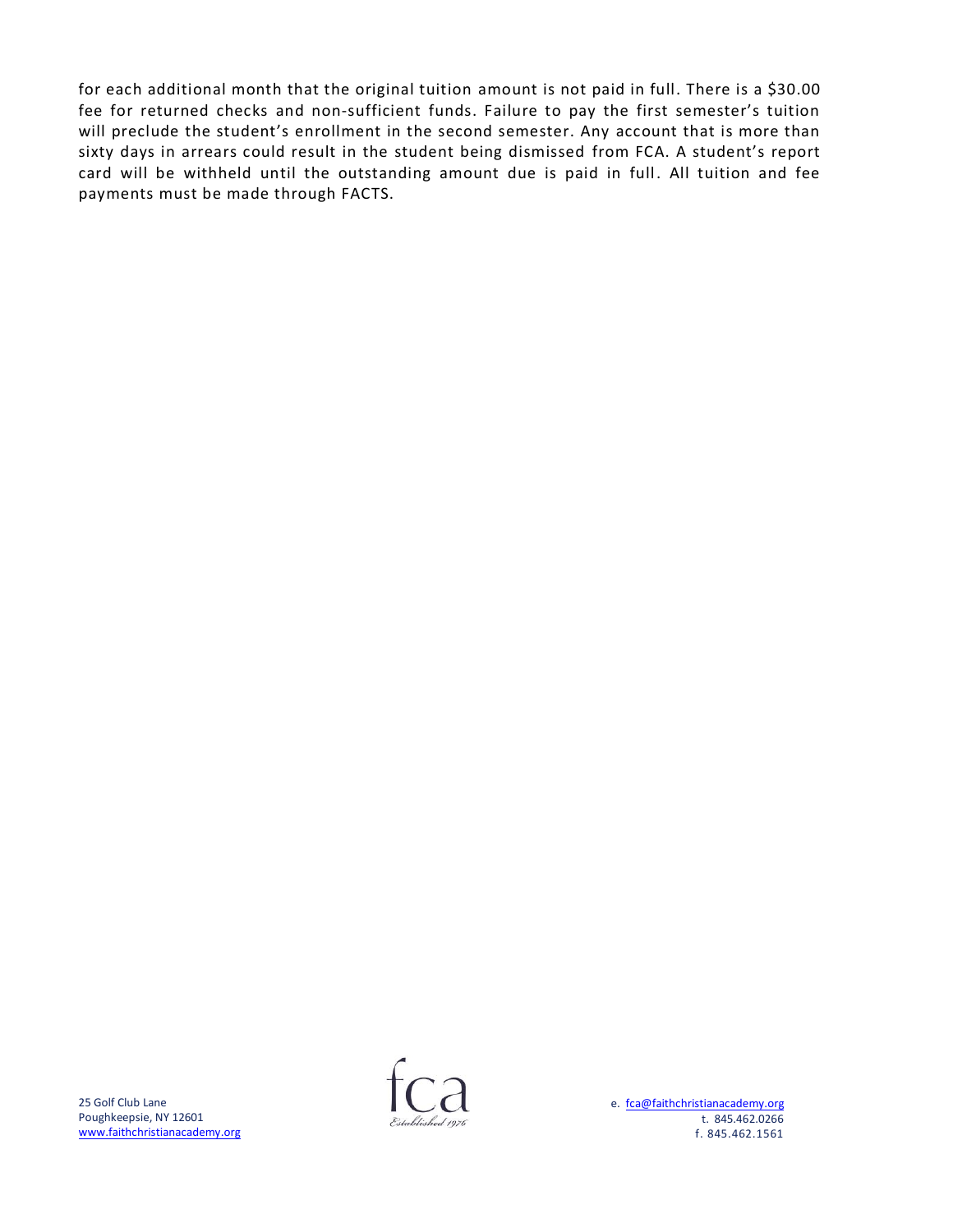for each additional month that the original tuition amount is not paid in full. There is a $30.00 fee for returned checks and non-sufficient funds. Failure to pay the first semester's tuition will preclude the student's enrollment in the second semester. Any account that is more than sixty days in arrears could result in the student being dismissed from FCA. A student's report card will be withheld until the outstanding amount due is paid in full. All tuition and fee payments must be made through FACTS.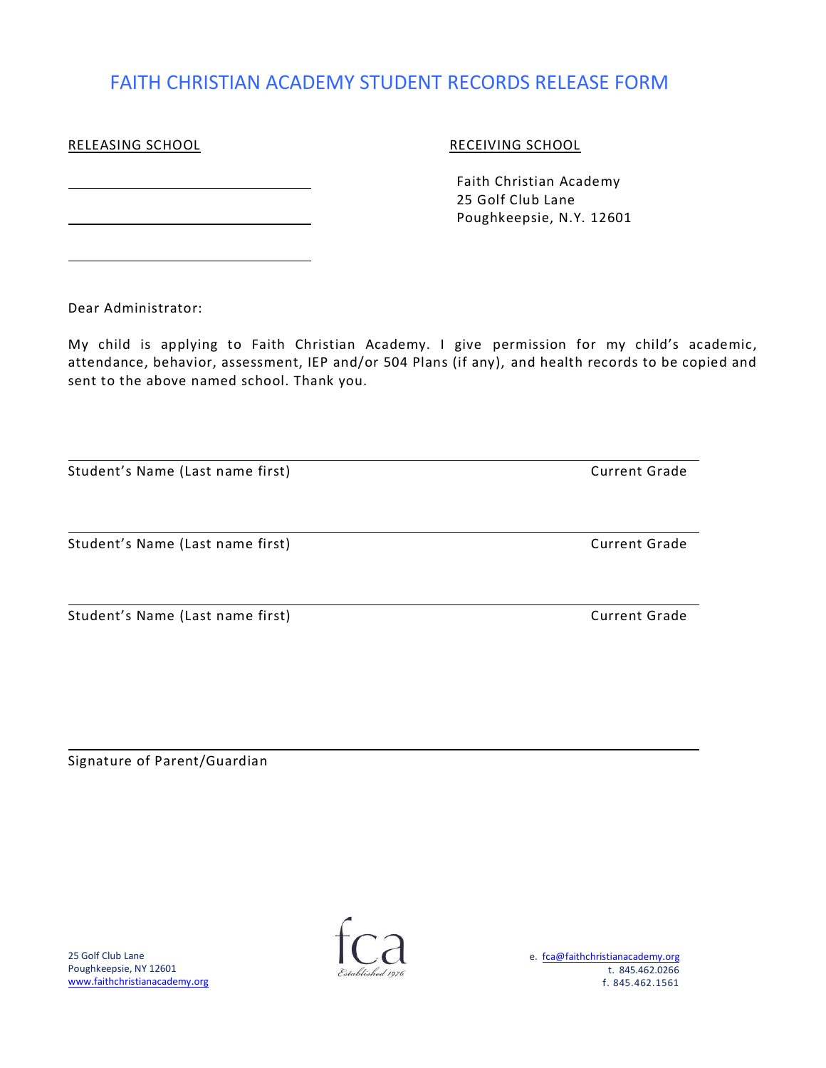# FAITH CHRISTIAN ACADEMY STUDENT RECORDS RELEASE FORM

RELEASING SCHOOL

\_\_\_\_\_\_\_\_\_\_\_\_\_\_\_\_\_\_\_\_\_\_\_\_\_\_\_\_\_\_

\_\_\_\_\_\_\_\_\_\_\_\_\_\_\_\_\_\_\_\_\_\_\_\_\_\_\_\_\_\_

\_\_\_\_\_\_\_\_\_\_\_\_\_\_\_\_\_\_\_\_\_\_\_\_\_\_\_\_\_\_

RECEIVING SCHOOL

Faith Christian Academy
25 Golf Club Lane
Poughkeepsie, N.Y. 12601

Dear Administrator:

My child is applying to Faith Christian Academy. I give permission for my child's academic, attendance, behavior, assessment, IEP and/or 504 Plans (if any), and health records to be copied and sent to the above named school. Thank you.

\_\_\_\_\_\_\_\_\_\_\_\_\_\_\_\_\_\_\_\_\_\_\_\_\_\_\_\_\_\_\_\_\_\_\_\_\_\_\_\_\_\_\_\_\_\_\_\_\_\_\_\_\_\_\_\_\_\_

Student's Name (Last name first) Current Grade

\_\_\_\_\_\_\_\_\_\_\_\_\_\_\_\_\_\_\_\_\_\_\_\_\_\_\_\_\_\_\_\_\_\_\_\_\_\_\_\_\_\_\_\_\_\_\_\_\_\_\_\_\_\_\_\_\_\_

Student's Name (Last name first) Current Grade

\_\_\_\_\_\_\_\_\_\_\_\_\_\_\_\_\_\_\_\_\_\_\_\_\_\_\_\_\_\_\_\_\_\_\_\_\_\_\_\_\_\_\_\_\_\_\_\_\_\_\_\_\_\_\_\_\_\_

Student's Name (Last name first) Current Grade

\_\_\_\_\_\_\_\_\_\_\_\_\_\_\_\_\_\_\_\_\_\_\_\_\_\_\_\_\_\_\_\_\_\_\_\_\_\_\_\_\_\_\_\_\_\_\_\_\_\_\_\_\_\_\_\_\_\_

Signature of Parent/Guardian

25 Golf Club Lane
Poughkeepsie, NY 12601
www.faithchristianacademy.org

fca
Established 1976

e. fca@faithchristianacademy.org
t. 845.462.0266
f. 845.462.1561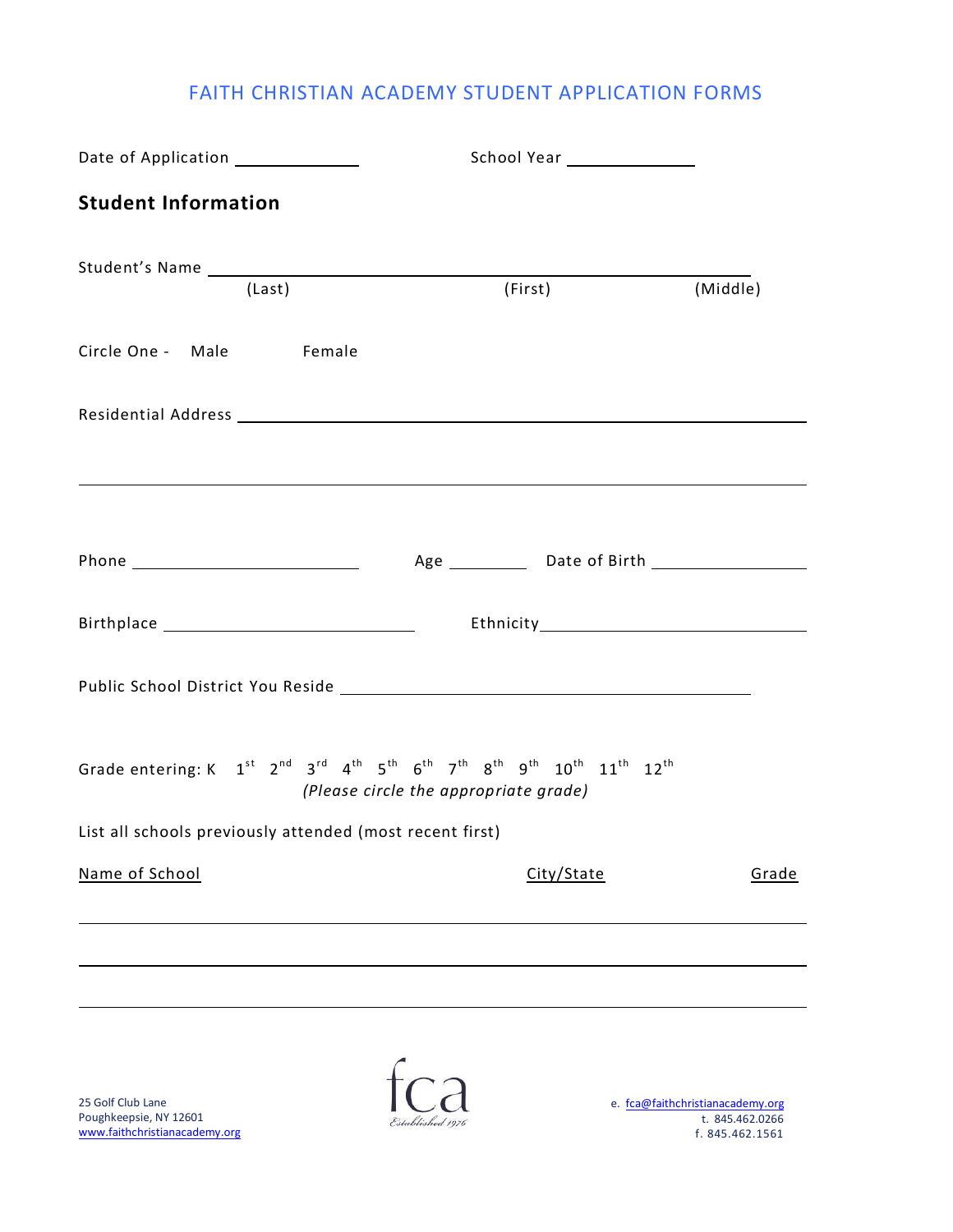# FAITH CHRISTIAN ACADEMY STUDENT APPLICATION FORMS

Date of Application ______________ School Year ______________

## Student Information

Student's Name ____________________________________________________________

(Last) (First) (Middle)

Circle One - Male Female

Residential Address ____________________________________________________________

____________________________________________________________

Phone ________________________ Age _________ Date of Birth ________________

Birthplace ___________________________ Ethnicity ____________________________

Public School District You Reside ______________________________________________

Grade entering: K 1st 2nd 3rd 4th 5th 6th 7th 8th 9th 10th 11th 12th

*(Please circle the appropriate grade)*

List all schools previously attended (most recent first)

| Name of School | City/State | Grade |
|---|---|---|
| | | |
| | | |
| | | |

25 Golf Club Lane
Poughkeepsie, NY 12601
www.faithchristianacademy.org

fca
Established 1976

e. fca@faithchristianacademy.org
t. 845.462.0266
f. 845.462.1561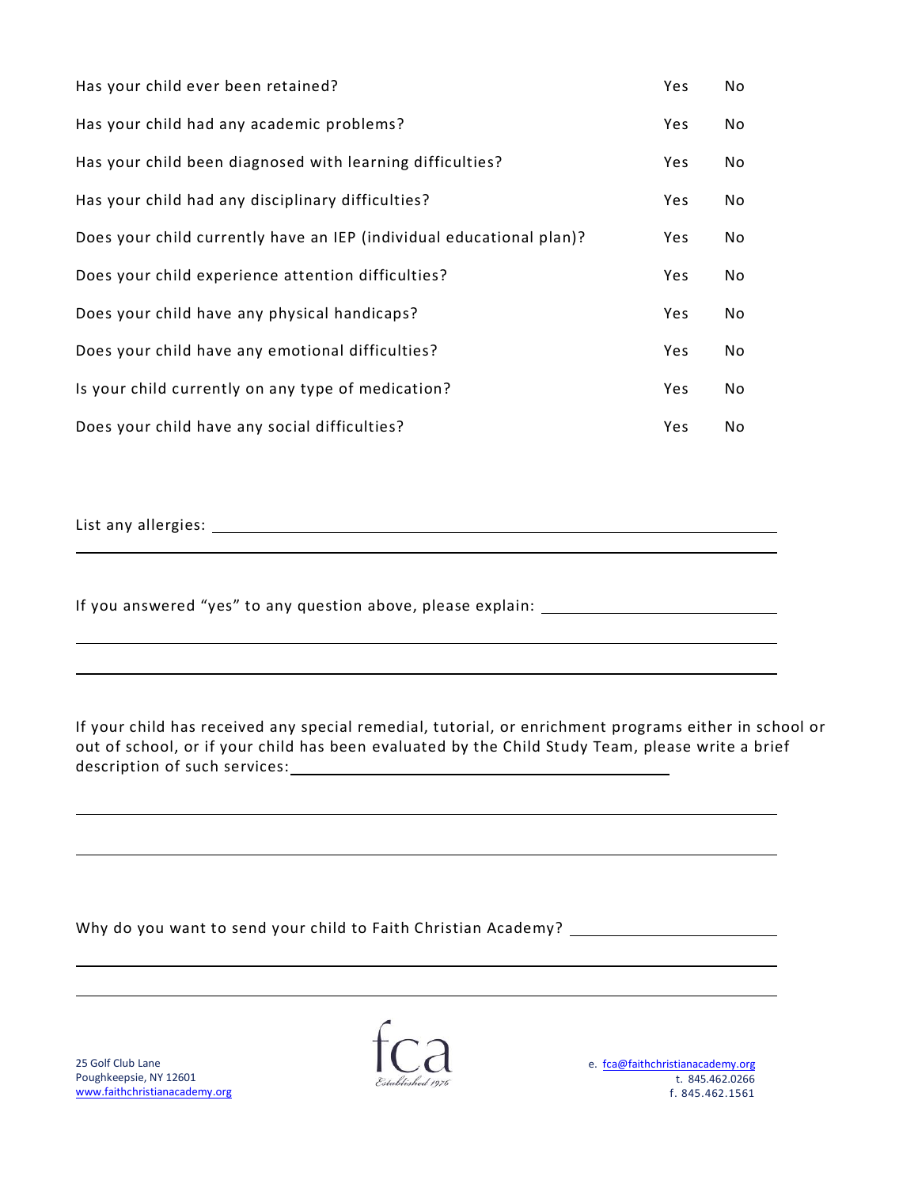| | | |
|---|---|---|
| Has your child ever been retained? | Yes | No |
| Has your child had any academic problems? | Yes | No |
| Has your child been diagnosed with learning difficulties? | Yes | No |
| Has your child had any disciplinary difficulties? | Yes | No |
| Does your child currently have an IEP (individual educational plan)? | Yes | No |
| Does your child experience attention difficulties? | Yes | No |
| Does your child have any physical handicaps? | Yes | No |
| Does your child have any emotional difficulties? | Yes | No |
| Is your child currently on any type of medication? | Yes | No |
| Does your child have any social difficulties? | Yes | No |

List any allergies: ____________________________________________________________

________________________________________________________________________

If you answered "yes" to any question above, please explain: ______________________

________________________________________________________________________

________________________________________________________________________

If your child has received any special remedial, tutorial, or enrichment programs either in school or out of school, or if your child has been evaluated by the Child Study Team, please write a brief description of such services: ________________________________________

________________________________________________________________________

________________________________________________________________________

Why do you want to send your child to Faith Christian Academy? ____________________

________________________________________________________________________

________________________________________________________________________

25 Golf Club Lane
Poughkeepsie, NY 12601
www.faithchristianacademy.org

fca
*Established 1976*

e. fca@faithchristianacademy.org
t. 845.462.0266
f. 845.462.1561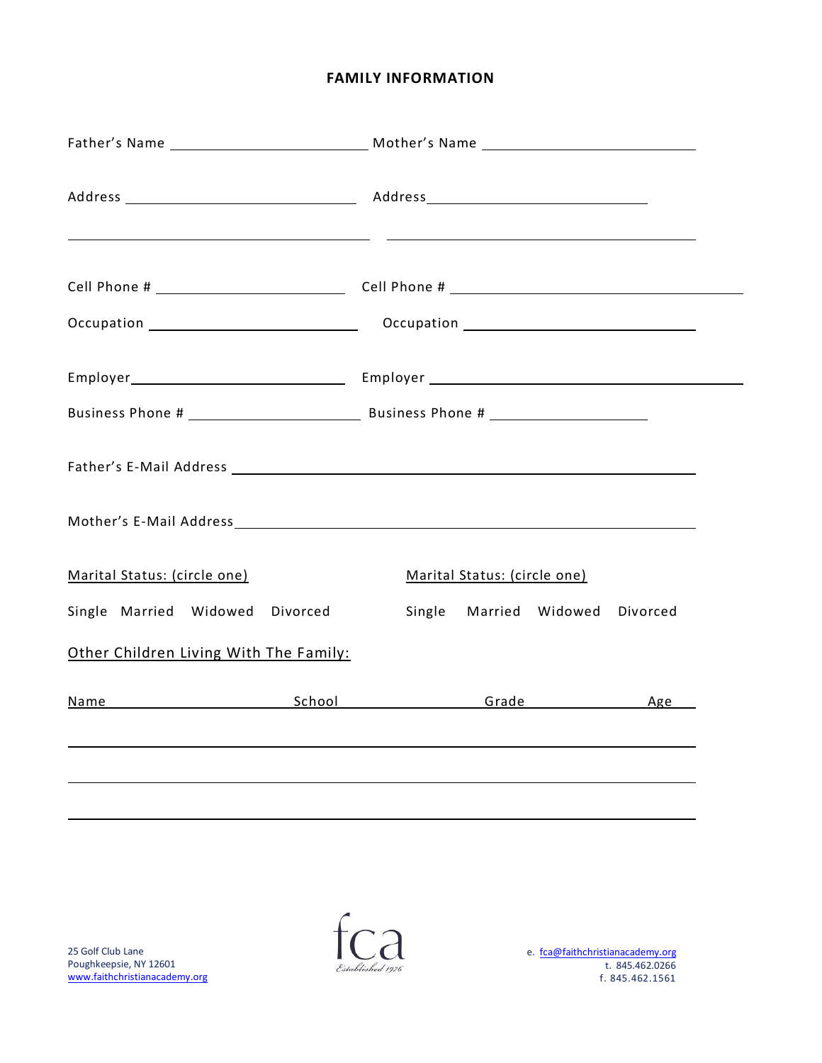## FAMILY INFORMATION

Father's Name ____________________ Mother's Name ____________________

Address ____________________ Address ____________________

____________________ ____________________

Cell Phone # ____________________ Cell Phone # ____________________

Occupation ____________________ Occupation ____________________

Employer ____________________ Employer ____________________

Business Phone # ____________________ Business Phone # ____________________

Father's E-Mail Address ________________________________________

Mother's E-Mail Address ________________________________________

Marital Status: (circle one) Marital Status: (circle one)

Single Married Widowed Divorced Single Married Widowed Divorced

Other Children Living With The Family:

| Name | School | Grade | Age |
|---|---|---|---|
| | | | |
| | | | |
| | | | |

25 Golf Club Lane
Poughkeepsie, NY 12601
www.faithchristianacademy.org

fca
Established 1976

e. fca@faithchristianacademy.org
t. 845.462.0266
f. 845.462.1561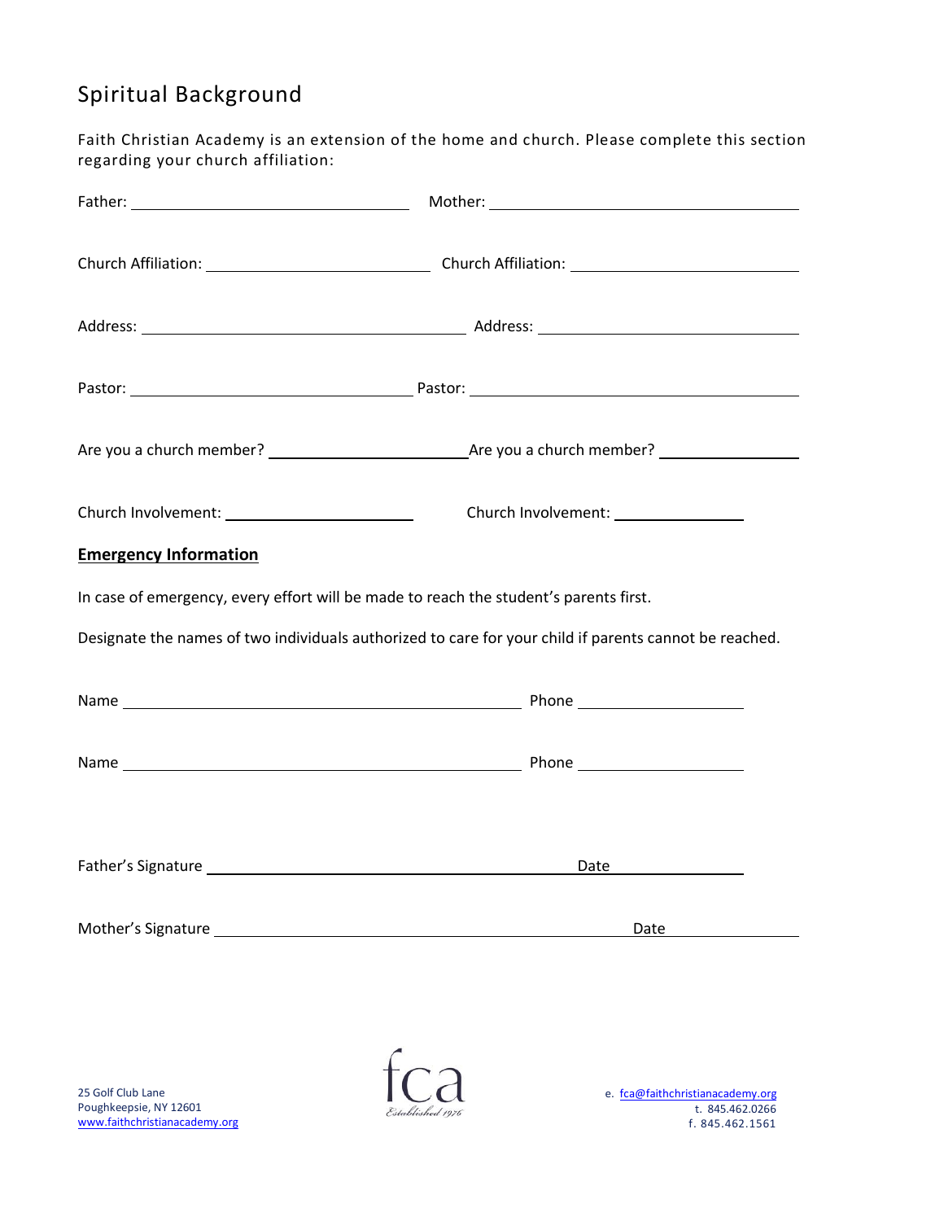# Spiritual Background

Faith Christian Academy is an extension of the home and church. Please complete this section regarding your church affiliation:

Father: ______________________________ Mother: ______________________________

Church Affiliation: ______________________ Church Affiliation: ______________________

Address: ______________________________ Address: ______________________________

Pastor: ______________________________ Pastor: ______________________________

Are you a church member? ____________________ Are you a church member? ______________

Church Involvement: ____________________ Church Involvement: ______________

**Emergency Information**

In case of emergency, every effort will be made to reach the student's parents first.

Designate the names of two individuals authorized to care for your child if parents cannot be reached.

Name ________________________________________ Phone ________________

Name ________________________________________ Phone ________________

Father's Signature ______________________________________ Date ______________

Mother's Signature ______________________________________ Date ______________

25 Golf Club Lane
Poughkeepsie, NY 12601
www.faithchristianacademy.org

fca
Established 1976

e. fca@faithchristianacademy.org
t. 845.462.0266
f. 845.462.1561